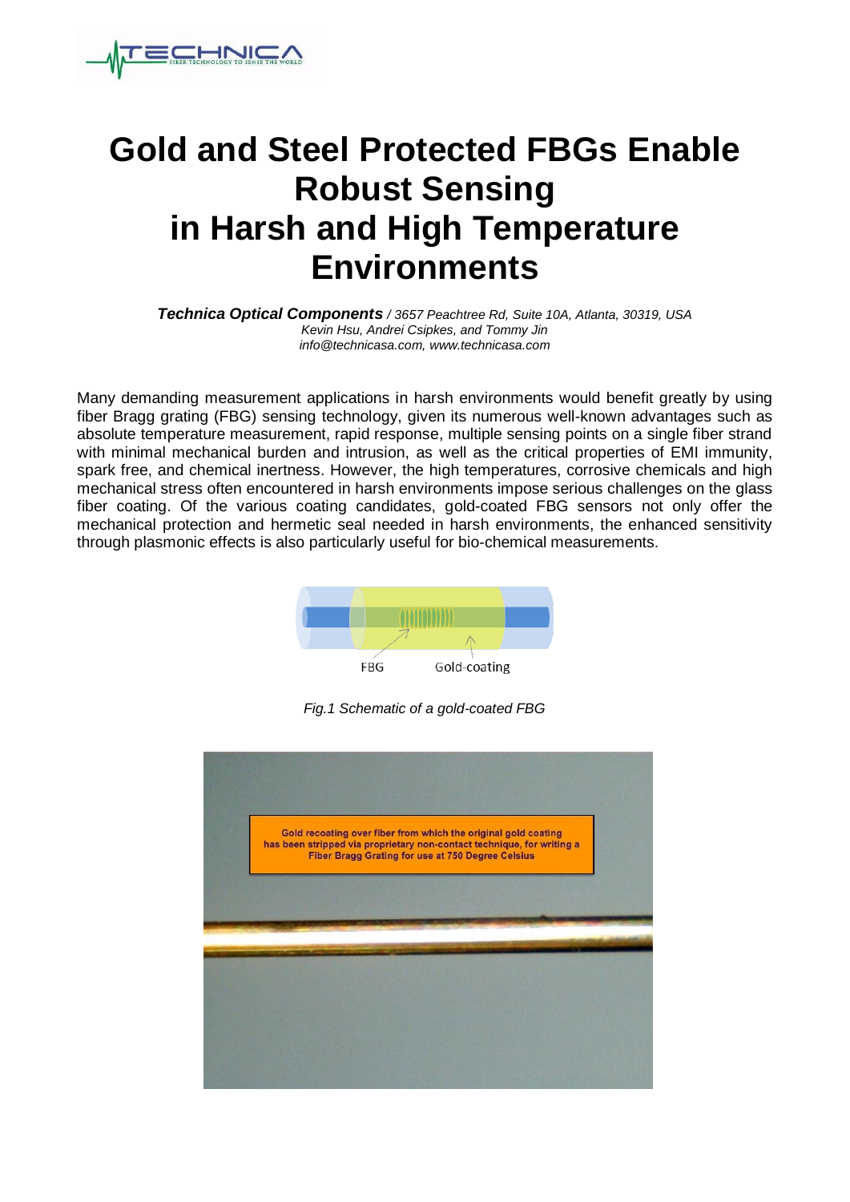# Gold and Steel Protected FBGs Enable Robust Sensing in Harsh and High Temperature Environments

***Technica Optical Components*** */ 3657 Peachtree Rd, Suite 10A, Atlanta, 30319, USA*
*Kevin Hsu, Andrei Csipkes, and Tommy Jin*
*info@technicasa.com, www.technicasa.com*

Many demanding measurement applications in harsh environments would benefit greatly by using fiber Bragg grating (FBG) sensing technology, given its numerous well-known advantages such as absolute temperature measurement, rapid response, multiple sensing points on a single fiber strand with minimal mechanical burden and intrusion, as well as the critical properties of EMI immunity, spark free, and chemical inertness. However, the high temperatures, corrosive chemicals and high mechanical stress often encountered in harsh environments impose serious challenges on the glass fiber coating. Of the various coating candidates, gold-coated FBG sensors not only offer the mechanical protection and hermetic seal needed in harsh environments, the enhanced sensitivity through plasmonic effects is also particularly useful for bio-chemical measurements.

FBG Gold-coating

*Fig.1 Schematic of a gold-coated FBG*

Gold recoating over fiber from which the original gold coating has been stripped via proprietary non-contact technique, for writing a Fiber Bragg Grating for use at 750 Degree Celsius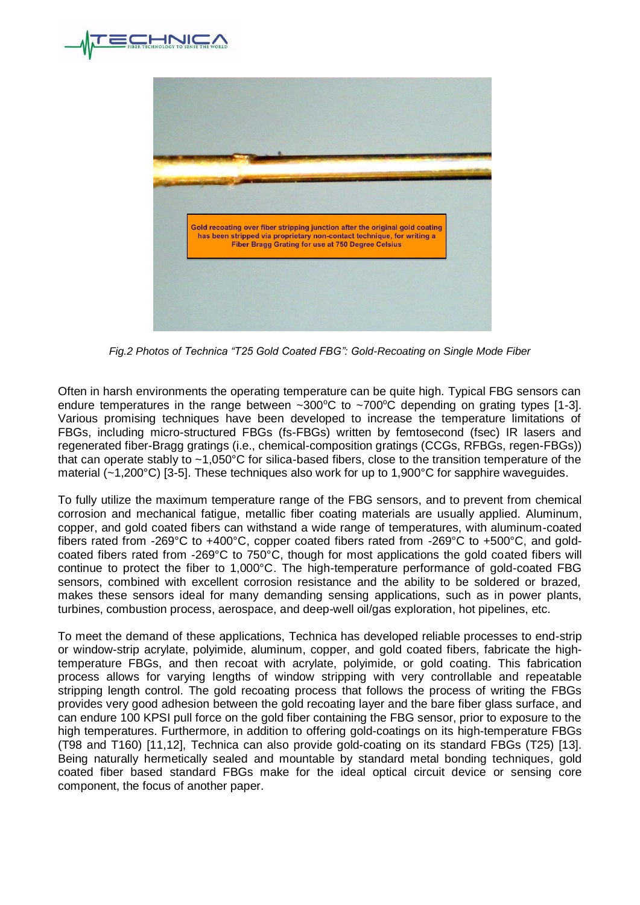*Fig.2 Photos of Technica "T25 Gold Coated FBG": Gold-Recoating on Single Mode Fiber*

Often in harsh environments the operating temperature can be quite high. Typical FBG sensors can endure temperatures in the range between ~300$^{o}$C to ~700$^{o}$C depending on grating types [1-3]. Various promising techniques have been developed to increase the temperature limitations of FBGs, including micro-structured FBGs (fs-FBGs) written by femtosecond (fsec) IR lasers and regenerated fiber-Bragg gratings (i.e., chemical-composition gratings (CCGs, RFBGs, regen-FBGs)) that can operate stably to ~1,050°C for silica-based fibers, close to the transition temperature of the material (~1,200°C) [3-5]. These techniques also work for up to 1,900°C for sapphire waveguides.

To fully utilize the maximum temperature range of the FBG sensors, and to prevent from chemical corrosion and mechanical fatigue, metallic fiber coating materials are usually applied. Aluminum, copper, and gold coated fibers can withstand a wide range of temperatures, with aluminum-coated fibers rated from -269°C to +400°C, copper coated fibers rated from -269°C to +500°C, and gold-coated fibers rated from -269°C to 750°C, though for most applications the gold coated fibers will continue to protect the fiber to 1,000°C. The high-temperature performance of gold-coated FBG sensors, combined with excellent corrosion resistance and the ability to be soldered or brazed, makes these sensors ideal for many demanding sensing applications, such as in power plants, turbines, combustion process, aerospace, and deep-well oil/gas exploration, hot pipelines, etc.

To meet the demand of these applications, Technica has developed reliable processes to end-strip or window-strip acrylate, polyimide, aluminum, copper, and gold coated fibers, fabricate the high-temperature FBGs, and then recoat with acrylate, polyimide, or gold coating. This fabrication process allows for varying lengths of window stripping with very controllable and repeatable stripping length control. The gold recoating process that follows the process of writing the FBGs provides very good adhesion between the gold recoating layer and the bare fiber glass surface, and can endure 100 KPSI pull force on the gold fiber containing the FBG sensor, prior to exposure to the high temperatures. Furthermore, in addition to offering gold-coatings on its high-temperature FBGs (T98 and T160) [11,12], Technica can also provide gold-coating on its standard FBGs (T25) [13]. Being naturally hermetically sealed and mountable by standard metal bonding techniques, gold coated fiber based standard FBGs make for the ideal optical circuit device or sensing core component, the focus of another paper.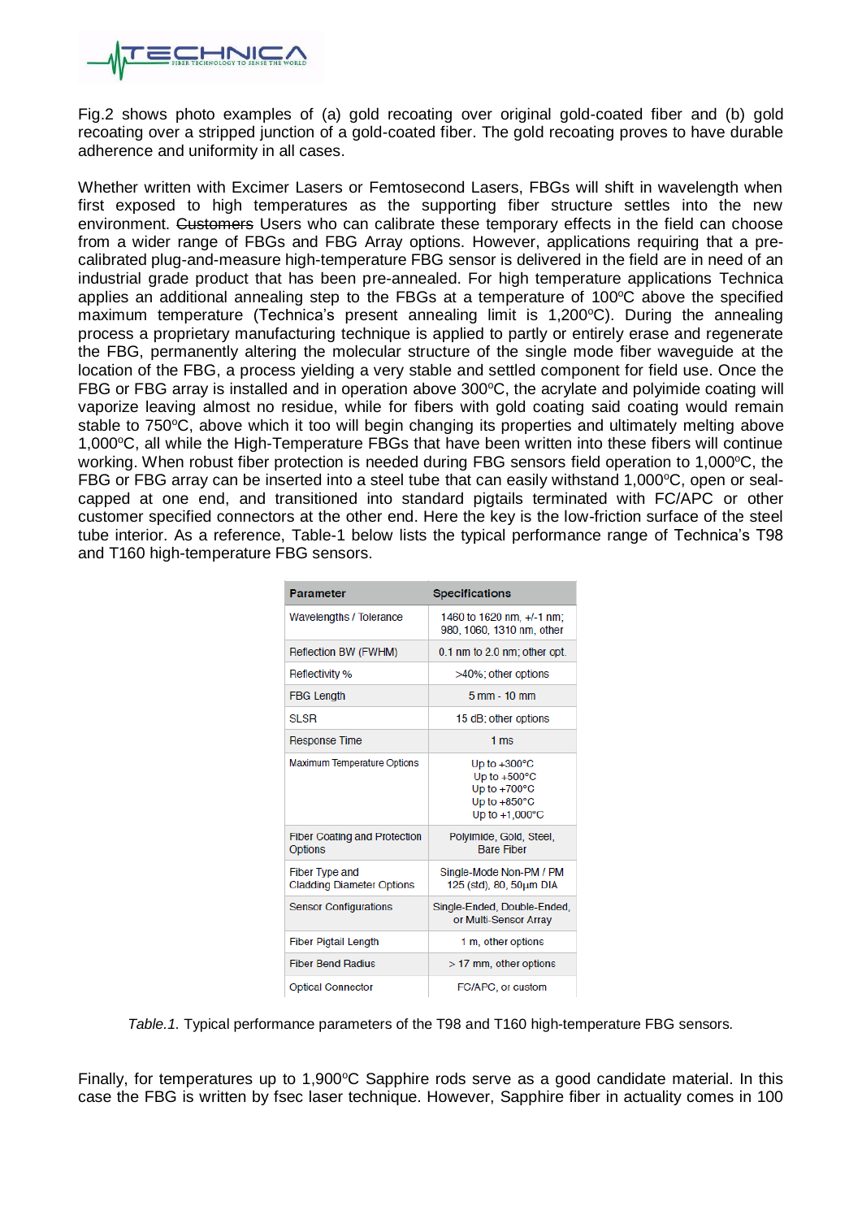Fig.2 shows photo examples of (a) gold recoating over original gold-coated fiber and (b) gold recoating over a stripped junction of a gold-coated fiber. The gold recoating proves to have durable adherence and uniformity in all cases.

Whether written with Excimer Lasers or Femtosecond Lasers, FBGs will shift in wavelength when first exposed to high temperatures as the supporting fiber structure settles into the new environment. ~~Customers~~ Users who can calibrate these temporary effects in the field can choose from a wider range of FBGs and FBG Array options. However, applications requiring that a pre-calibrated plug-and-measure high-temperature FBG sensor is delivered in the field are in need of an industrial grade product that has been pre-annealed. For high temperature applications Technica applies an additional annealing step to the FBGs at a temperature of 100ºC above the specified maximum temperature (Technica's present annealing limit is 1,200ºC). During the annealing process a proprietary manufacturing technique is applied to partly or entirely erase and regenerate the FBG, permanently altering the molecular structure of the single mode fiber waveguide at the location of the FBG, a process yielding a very stable and settled component for field use. Once the FBG or FBG array is installed and in operation above 300ºC, the acrylate and polyimide coating will vaporize leaving almost no residue, while for fibers with gold coating said coating would remain stable to 750ºC, above which it too will begin changing its properties and ultimately melting above 1,000ºC, all while the High-Temperature FBGs that have been written into these fibers will continue working. When robust fiber protection is needed during FBG sensors field operation to 1,000ºC, the FBG or FBG array can be inserted into a steel tube that can easily withstand 1,000ºC, open or seal-capped at one end, and transitioned into standard pigtails terminated with FC/APC or other customer specified connectors at the other end. Here the key is the low-friction surface of the steel tube interior. As a reference, Table-1 below lists the typical performance range of Technica's T98 and T160 high-temperature FBG sensors.

| Parameter | Specifications |
|---|---|
| Wavelengths / Tolerance | 1460 to 1620 nm, +/-1 nm; 980, 1060, 1310 nm, other |
| Reflection BW (FWHM) | 0.1 nm to 2.0 nm; other opt. |
| Reflectivity % | >40%; other options |
| FBG Length | 5 mm - 10 mm |
| SLSR | 15 dB; other options |
| Response Time | 1 ms |
| Maximum Temperature Options | Up to +300°C<br>Up to +500°C<br>Up to +700°C<br>Up to +850°C<br>Up to +1,000°C |
| Fiber Coating and Protection Options | Polyimide, Gold, Steel, Bare Fiber |
| Fiber Type and Cladding Diameter Options | Single-Mode Non-PM / PM 125 (std), 80, 50µm DIA |
| Sensor Configurations | Single-Ended, Double-Ended, or Multi-Sensor Array |
| Fiber Pigtail Length | 1 m, other options |
| Fiber Bend Radius | > 17 mm, other options |
| Optical Connector | FC/APC, or custom |

*Table.1.* Typical performance parameters of the T98 and T160 high-temperature FBG sensors.

Finally, for temperatures up to 1,900ºC Sapphire rods serve as a good candidate material. In this case the FBG is written by fsec laser technique. However, Sapphire fiber in actuality comes in 100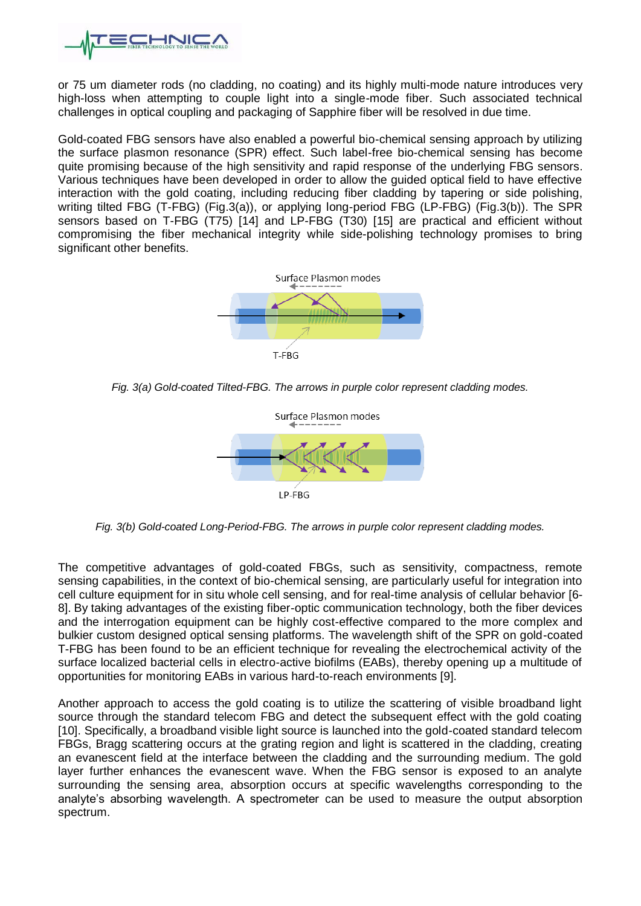or 75 um diameter rods (no cladding, no coating) and its highly multi-mode nature introduces very high-loss when attempting to couple light into a single-mode fiber. Such associated technical challenges in optical coupling and packaging of Sapphire fiber will be resolved in due time.

Gold-coated FBG sensors have also enabled a powerful bio-chemical sensing approach by utilizing the surface plasmon resonance (SPR) effect. Such label-free bio-chemical sensing has become quite promising because of the high sensitivity and rapid response of the underlying FBG sensors. Various techniques have been developed in order to allow the guided optical field to have effective interaction with the gold coating, including reducing fiber cladding by tapering or side polishing, writing tilted FBG (T-FBG) (Fig.3(a)), or applying long-period FBG (LP-FBG) (Fig.3(b)). The SPR sensors based on T-FBG (T75) [14] and LP-FBG (T30) [15] are practical and efficient without compromising the fiber mechanical integrity while side-polishing technology promises to bring significant other benefits.

*Fig. 3(a) Gold-coated Tilted-FBG. The arrows in purple color represent cladding modes.*

*Fig. 3(b) Gold-coated Long-Period-FBG. The arrows in purple color represent cladding modes.*

The competitive advantages of gold-coated FBGs, such as sensitivity, compactness, remote sensing capabilities, in the context of bio-chemical sensing, are particularly useful for integration into cell culture equipment for in situ whole cell sensing, and for real-time analysis of cellular behavior [6-8]. By taking advantages of the existing fiber-optic communication technology, both the fiber devices and the interrogation equipment can be highly cost-effective compared to the more complex and bulkier custom designed optical sensing platforms. The wavelength shift of the SPR on gold-coated T-FBG has been found to be an efficient technique for revealing the electrochemical activity of the surface localized bacterial cells in electro-active biofilms (EABs), thereby opening up a multitude of opportunities for monitoring EABs in various hard-to-reach environments [9].

Another approach to access the gold coating is to utilize the scattering of visible broadband light source through the standard telecom FBG and detect the subsequent effect with the gold coating [10]. Specifically, a broadband visible light source is launched into the gold-coated standard telecom FBGs, Bragg scattering occurs at the grating region and light is scattered in the cladding, creating an evanescent field at the interface between the cladding and the surrounding medium. The gold layer further enhances the evanescent wave. When the FBG sensor is exposed to an analyte surrounding the sensing area, absorption occurs at specific wavelengths corresponding to the analyte's absorbing wavelength. A spectrometer can be used to measure the output absorption spectrum.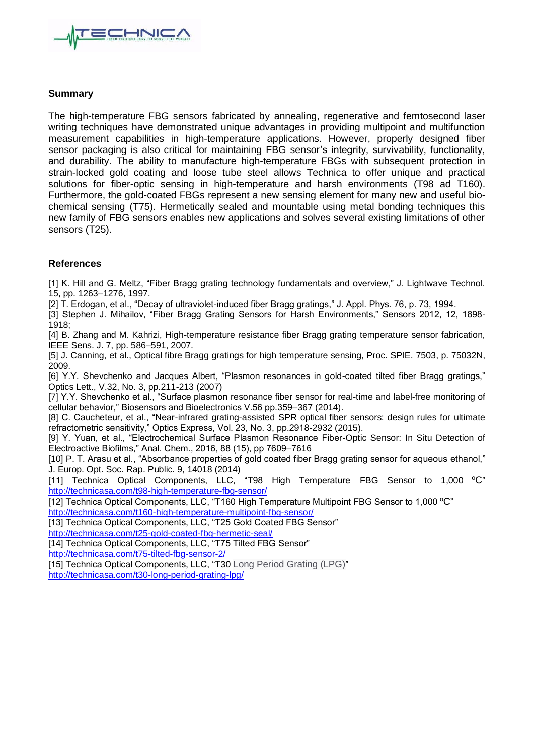## Summary

The high-temperature FBG sensors fabricated by annealing, regenerative and femtosecond laser writing techniques have demonstrated unique advantages in providing multipoint and multifunction measurement capabilities in high-temperature applications. However, properly designed fiber sensor packaging is also critical for maintaining FBG sensor's integrity, survivability, functionality, and durability. The ability to manufacture high-temperature FBGs with subsequent protection in strain-locked gold coating and loose tube steel allows Technica to offer unique and practical solutions for fiber-optic sensing in high-temperature and harsh environments (T98 ad T160). Furthermore, the gold-coated FBGs represent a new sensing element for many new and useful bio-chemical sensing (T75). Hermetically sealed and mountable using metal bonding techniques this new family of FBG sensors enables new applications and solves several existing limitations of other sensors (T25).

## References

[1] K. Hill and G. Meltz, "Fiber Bragg grating technology fundamentals and overview," J. Lightwave Technol. 15, pp. 1263–1276, 1997.
[2] T. Erdogan, et al., "Decay of ultraviolet-induced fiber Bragg gratings," J. Appl. Phys. 76, p. 73, 1994.
[3] Stephen J. Mihailov, "Fiber Bragg Grating Sensors for Harsh Environments," Sensors 2012, 12, 1898-1918;
[4] B. Zhang and M. Kahrizi, High-temperature resistance fiber Bragg grating temperature sensor fabrication, IEEE Sens. J. 7, pp. 586–591, 2007.
[5] J. Canning, et al., Optical fibre Bragg gratings for high temperature sensing, Proc. SPIE. 7503, p. 75032N, 2009.
[6] Y.Y. Shevchenko and Jacques Albert, "Plasmon resonances in gold-coated tilted fiber Bragg gratings," Optics Lett., V.32, No. 3, pp.211-213 (2007)
[7] Y.Y. Shevchenko et al., "Surface plasmon resonance fiber sensor for real-time and label-free monitoring of cellular behavior," Biosensors and Bioelectronics V.56 pp.359–367 (2014).
[8] C. Caucheteur, et al., "Near-infrared grating-assisted SPR optical fiber sensors: design rules for ultimate refractometric sensitivity," Optics Express, Vol. 23, No. 3, pp.2918-2932 (2015).
[9] Y. Yuan, et al., "Electrochemical Surface Plasmon Resonance Fiber-Optic Sensor: In Situ Detection of Electroactive Biofilms," Anal. Chem., 2016, 88 (15), pp 7609–7616
[10] P. T. Arasu et al., "Absorbance properties of gold coated fiber Bragg grating sensor for aqueous ethanol," J. Europ. Opt. Soc. Rap. Public. 9, 14018 (2014)
[11] Technica Optical Components, LLC, "T98 High Temperature FBG Sensor to 1,000 $^{o}$C" http://technicasa.com/t98-high-temperature-fbg-sensor/
[12] Technica Optical Components, LLC, "T160 High Temperature Multipoint FBG Sensor to 1,000 $^{o}$C" http://technicasa.com/t160-high-temperature-multipoint-fbg-sensor/
[13] Technica Optical Components, LLC, "T25 Gold Coated FBG Sensor" http://technicasa.com/t25-gold-coated-fbg-hermetic-seal/
[14] Technica Optical Components, LLC, "T75 Tilted FBG Sensor" http://technicasa.com/t75-tilted-fbg-sensor-2/
[15] Technica Optical Components, LLC, "T30 Long Period Grating (LPG)" http://technicasa.com/t30-long-period-grating-lpg/